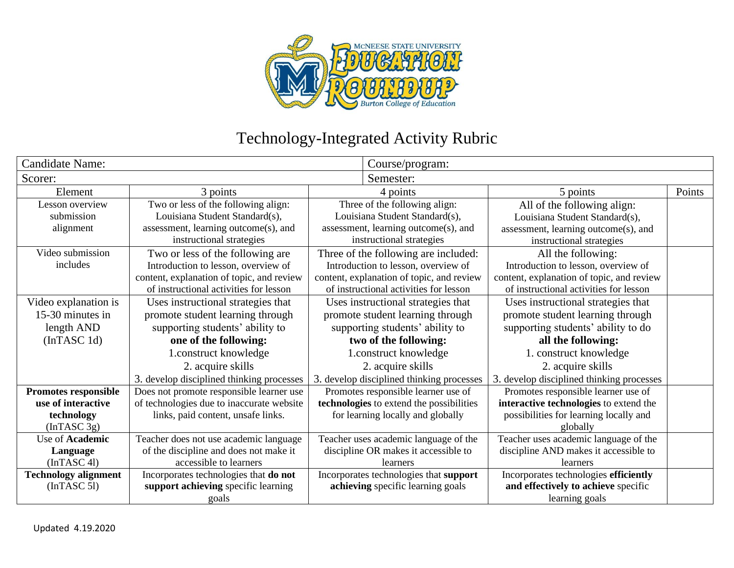# Technology-Integrated Activity Rubric

| Candidate Name: | | | Course/program: | |
|---|---|---|---|---|
| Scorer: | | | Semester: | |
| **Element** | **3 points** | **4 points** | **5 points** | **Points** |
| Lesson overview submission alignment | Two or less of the following align: Louisiana Student Standard(s), assessment, learning outcome(s), and instructional strategies | Three of the following align: Louisiana Student Standard(s), assessment, learning outcome(s), and instructional strategies | All of the following align: Louisiana Student Standard(s), assessment, learning outcome(s), and instructional strategies | |
| Video submission includes | Two or less of the following are Introduction to lesson, overview of content, explanation of topic, and review of instructional activities for lesson | Three of the following are included: Introduction to lesson, overview of content, explanation of topic, and review of instructional activities for lesson | All the following: Introduction to lesson, overview of content, explanation of topic, and review of instructional activities for lesson | |
| Video explanation is 15-30 minutes in length AND (InTASC 1d) | Uses instructional strategies that promote student learning through supporting students' ability to **one of the following:** 1.construct knowledge 2. acquire skills 3. develop disciplined thinking processes | Uses instructional strategies that promote student learning through supporting students' ability to **two of the following:** 1.construct knowledge 2. acquire skills 3. develop disciplined thinking processes | Uses instructional strategies that promote student learning through supporting students' ability to do **all the following:** 1. construct knowledge 2. acquire skills 3. develop disciplined thinking processes | |
| **Promotes responsible use of interactive technology** (InTASC 3g) | Does not promote responsible learner use of technologies due to inaccurate website links, paid content, unsafe links. | Promotes responsible learner use of **technologies** to extend the possibilities for learning locally and globally | Promotes responsible learner use of **interactive technologies** to extend the possibilities for learning locally and globally | |
| Use of **Academic Language** (InTASC 4l) | Teacher does not use academic language of the discipline and does not make it accessible to learners | Teacher uses academic language of the discipline OR makes it accessible to learners | Teacher uses academic language of the discipline AND makes it accessible to learners | |
| **Technology alignment** (InTASC 5l) | Incorporates technologies that **do not support achieving** specific learning goals | Incorporates technologies that **support achieving** specific learning goals | Incorporates technologies **efficiently and effectively to achieve** specific learning goals | |

Updated 4.19.2020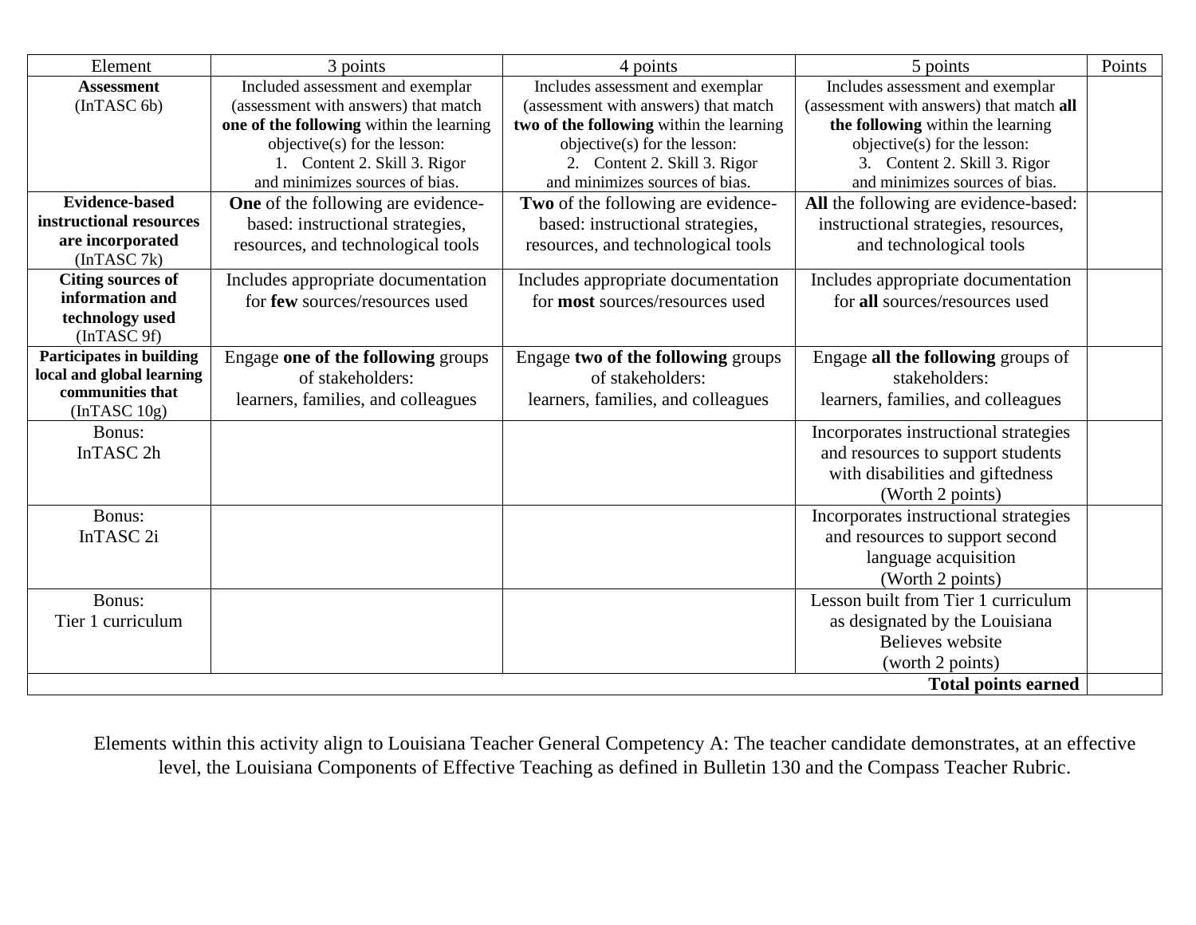| Element | 3 points | 4 points | 5 points | Points |
|---|---|---|---|---|
| **Assessment** (InTASC 6b) | Included assessment and exemplar (assessment with answers) that match **one of the following** within the learning objective(s) for the lesson: 1. Content 2. Skill 3. Rigor and minimizes sources of bias. | Includes assessment and exemplar (assessment with answers) that match **two of the following** within the learning objective(s) for the lesson: 2. Content 2. Skill 3. Rigor and minimizes sources of bias. | Includes assessment and exemplar (assessment with answers) that match **all the following** within the learning objective(s) for the lesson: 3. Content 2. Skill 3. Rigor and minimizes sources of bias. | |
| **Evidence-based instructional resources are incorporated** (InTASC 7k) | **One** of the following are evidence-based: instructional strategies, resources, and technological tools | **Two** of the following are evidence-based: instructional strategies, resources, and technological tools | **All** the following are evidence-based: instructional strategies, resources, and technological tools | |
| **Citing sources of information and technology used** (InTASC 9f) | Includes appropriate documentation for **few** sources/resources used | Includes appropriate documentation for **most** sources/resources used | Includes appropriate documentation for **all** sources/resources used | |
| **Participates in building local and global learning communities that** (InTASC 10g) | Engage **one of the following** groups of stakeholders: learners, families, and colleagues | Engage **two of the following** groups of stakeholders: learners, families, and colleagues | Engage **all the following** groups of stakeholders: learners, families, and colleagues | |
| Bonus: InTASC 2h | | | Incorporates instructional strategies and resources to support students with disabilities and giftedness (Worth 2 points) | |
| Bonus: InTASC 2i | | | Incorporates instructional strategies and resources to support second language acquisition (Worth 2 points) | |
| Bonus: Tier 1 curriculum | | | Lesson built from Tier 1 curriculum as designated by the Louisiana Believes website (worth 2 points) | |
| | | | **Total points earned** | |

Elements within this activity align to Louisiana Teacher General Competency A: The teacher candidate demonstrates, at an effective level, the Louisiana Components of Effective Teaching as defined in Bulletin 130 and the Compass Teacher Rubric.